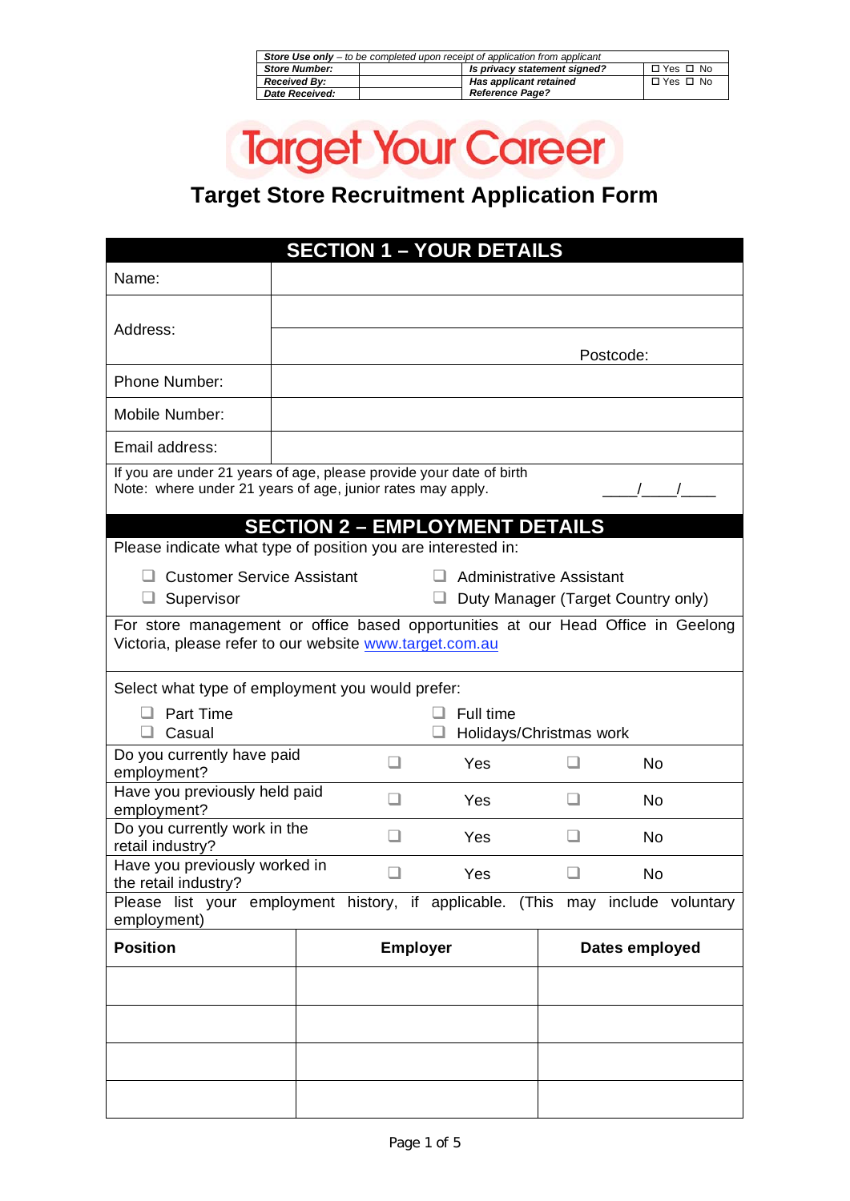| *Store Use only – to be completed upon receipt of application from applicant* | | | |
|---|---|---|---|
| ***Store Number:*** | | ***Is privacy statement signed?*** | ☐ Yes ☐ No |
| ***Received By:*** | | ***Has applicant retained Reference Page?*** | ☐ Yes ☐ No |
| ***Date Received:*** | | | |

# Target Your Career

## Target Store Recruitment Application Form

## SECTION 1 – YOUR DETAILS

| | |
|---|---|
| Name: | |
| Address: | |
| | Postcode: |
| Phone Number: | |
| Mobile Number: | |
| Email address: | |

If you are under 21 years of age, please provide your date of birth
Note: where under 21 years of age, junior rates may apply. ____/____/____

## SECTION 2 – EMPLOYMENT DETAILS

Please indicate what type of position you are interested in:

- ☐ Customer Service Assistant
- ☐ Administrative Assistant
- ☐ Supervisor
- ☐ Duty Manager (Target Country only)

For store management or office based opportunities at our Head Office in Geelong Victoria, please refer to our website www.target.com.au

Select what type of employment you would prefer:

- ☐ Part Time
- ☐ Full time
- ☐ Casual
- ☐ Holidays/Christmas work

| Question | | |
|---|---|---|
| Do you currently have paid employment? | ☐ Yes | ☐ No |
| Have you previously held paid employment? | ☐ Yes | ☐ No |
| Do you currently work in the retail industry? | ☐ Yes | ☐ No |
| Have you previously worked in the retail industry? | ☐ Yes | ☐ No |

Please list your employment history, if applicable. (This may include voluntary employment)

| **Position** | **Employer** | **Dates employed** |
|---|---|---|
| | | |
| | | |
| | | |
| | | |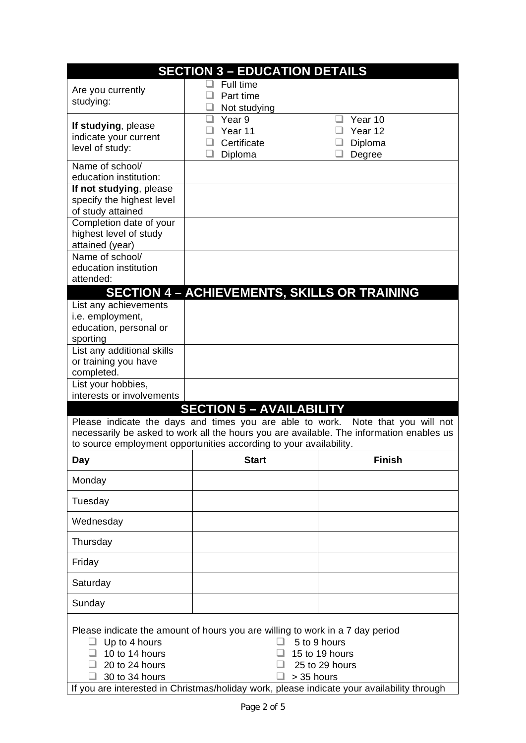## SECTION 3 – EDUCATION DETAILS

| | |
|---|---|
| Are you currently studying: | ☐ Full time<br>☐ Part time<br>☐ Not studying |
| **If studying**, please indicate your current level of study: | ☐ Year 9 ☐ Year 10<br>☐ Year 11 ☐ Year 12<br>☐ Certificate ☐ Diploma<br>☐ Diploma ☐ Degree |
| Name of school/ education institution: | |
| **If not studying**, please specify the highest level of study attained | |
| Completion date of your highest level of study attained (year) | |
| Name of school/ education institution attended: | |

## SECTION 4 – ACHIEVEMENTS, SKILLS OR TRAINING

| | |
|---|---|
| List any achievements i.e. employment, education, personal or sporting | |
| List any additional skills or training you have completed. | |
| List your hobbies, interests or involvements | |

## SECTION 5 – AVAILABILITY

Please indicate the days and times you are able to work. Note that you will not necessarily be asked to work all the hours you are available. The information enables us to source employment opportunities according to your availability.

| Day | Start | Finish |
|---|---|---|
| Monday | | |
| Tuesday | | |
| Wednesday | | |
| Thursday | | |
| Friday | | |
| Saturday | | |
| Sunday | | |

Please indicate the amount of hours you are willing to work in a 7 day period

- ☐ Up to 4 hours
- ☐ 5 to 9 hours
- ☐ 10 to 14 hours
- ☐ 15 to 19 hours
- ☐ 20 to 24 hours
- ☐ 25 to 29 hours
- ☐ 30 to 34 hours
- ☐ > 35 hours

If you are interested in Christmas/holiday work, please indicate your availability through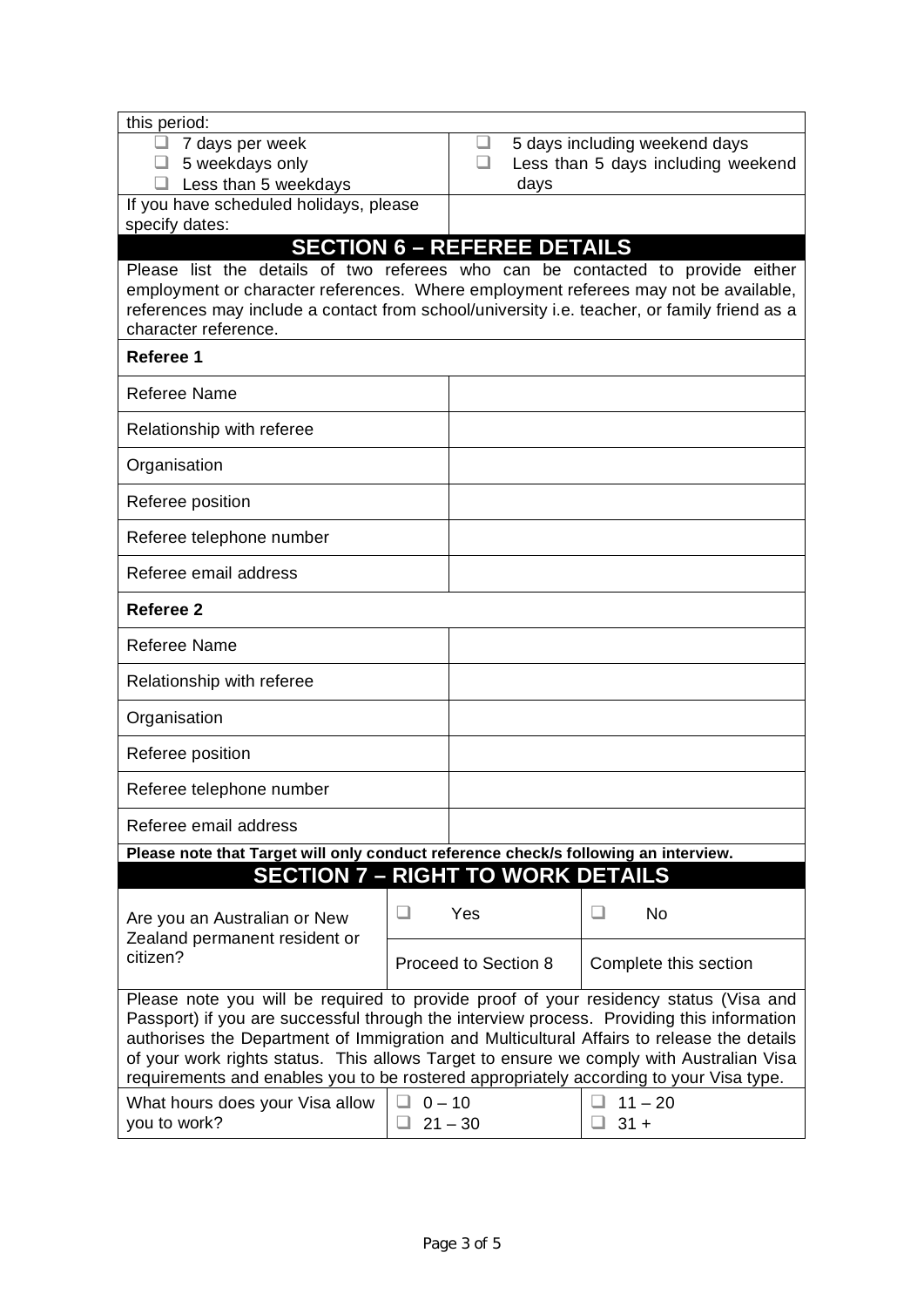| this period: | |
|---|---|
| ❑ 7 days per week<br>❑ 5 weekdays only<br>❑ Less than 5 weekdays | ❑ 5 days including weekend days<br>❑ Less than 5 days including weekend days |
| If you have scheduled holidays, please specify dates: | |

## SECTION 6 – REFEREE DETAILS

Please list the details of two referees who can be contacted to provide either employment or character references. Where employment referees may not be available, references may include a contact from school/university i.e. teacher, or family friend as a character reference.

| **Referee 1** | |
|---|---|
| Referee Name | |
| Relationship with referee | |
| Organisation | |
| Referee position | |
| Referee telephone number | |
| Referee email address | |
| **Referee 2** | |
| Referee Name | |
| Relationship with referee | |
| Organisation | |
| Referee position | |
| Referee telephone number | |
| Referee email address | |

**Please note that Target will only conduct reference check/s following an interview.**

## SECTION 7 – RIGHT TO WORK DETAILS

| Are you an Australian or New Zealand permanent resident or citizen? | ❑ Yes | ❑ No |
|---|---|---|
| | Proceed to Section 8 | Complete this section |

Please note you will be required to provide proof of your residency status (Visa and Passport) if you are successful through the interview process. Providing this information authorises the Department of Immigration and Multicultural Affairs to release the details of your work rights status. This allows Target to ensure we comply with Australian Visa requirements and enables you to be rostered appropriately according to your Visa type.

| What hours does your Visa allow you to work? | ❑ 0 – 10<br>❑ 21 – 30 | ❑ 11 – 20<br>❑ 31 + |
|---|---|---|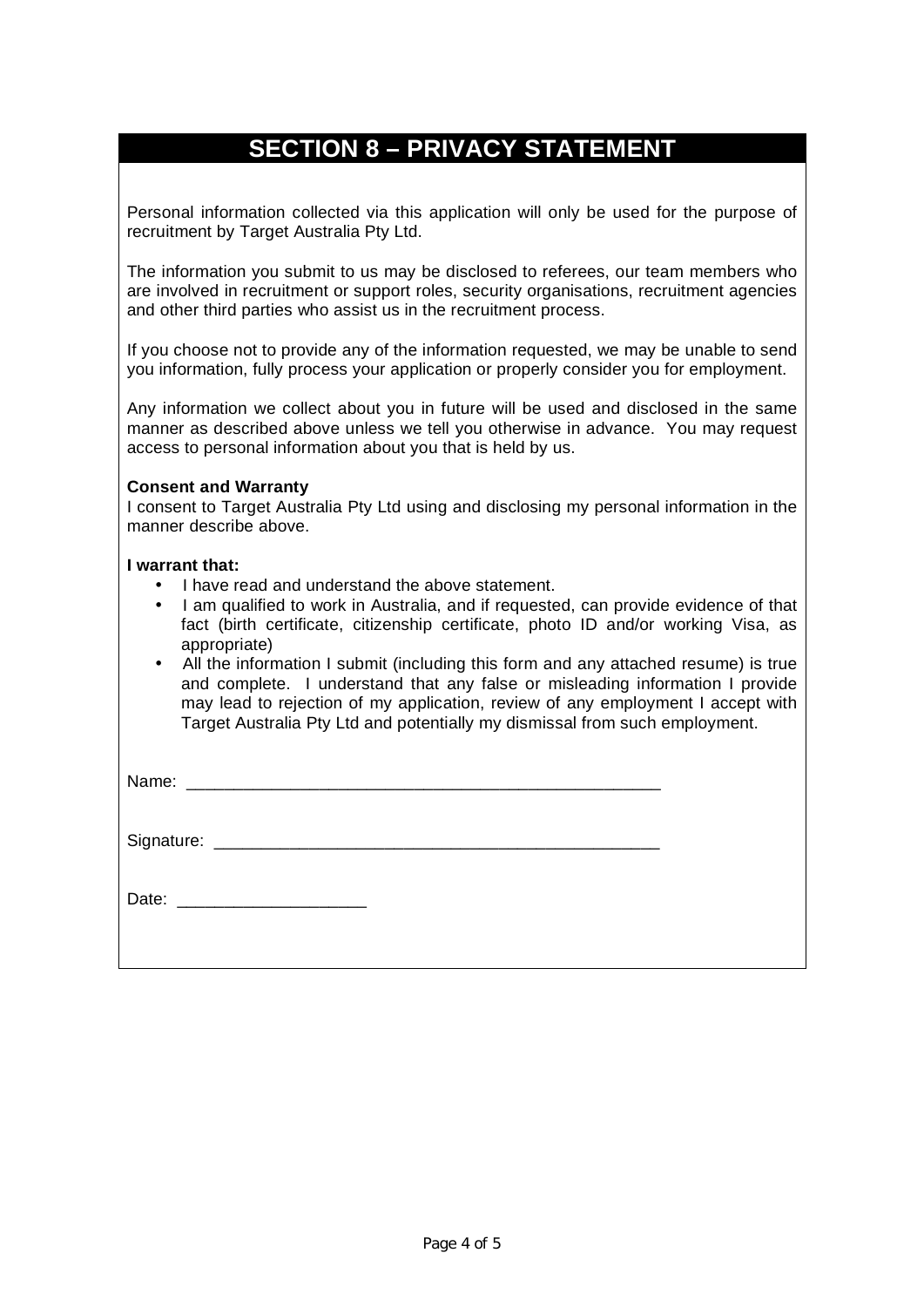## SECTION 8 – PRIVACY STATEMENT

Personal information collected via this application will only be used for the purpose of recruitment by Target Australia Pty Ltd.

The information you submit to us may be disclosed to referees, our team members who are involved in recruitment or support roles, security organisations, recruitment agencies and other third parties who assist us in the recruitment process.

If you choose not to provide any of the information requested, we may be unable to send you information, fully process your application or properly consider you for employment.

Any information we collect about you in future will be used and disclosed in the same manner as described above unless we tell you otherwise in advance. You may request access to personal information about you that is held by us.

**Consent and Warranty**
I consent to Target Australia Pty Ltd using and disclosing my personal information in the manner describe above.

**I warrant that:**

- I have read and understand the above statement.
- I am qualified to work in Australia, and if requested, can provide evidence of that fact (birth certificate, citizenship certificate, photo ID and/or working Visa, as appropriate)
- All the information I submit (including this form and any attached resume) is true and complete. I understand that any false or misleading information I provide may lead to rejection of my application, review of any employment I accept with Target Australia Pty Ltd and potentially my dismissal from such employment.

Name: ___________________________________________________

Signature: _______________________________________________

Date: ____________________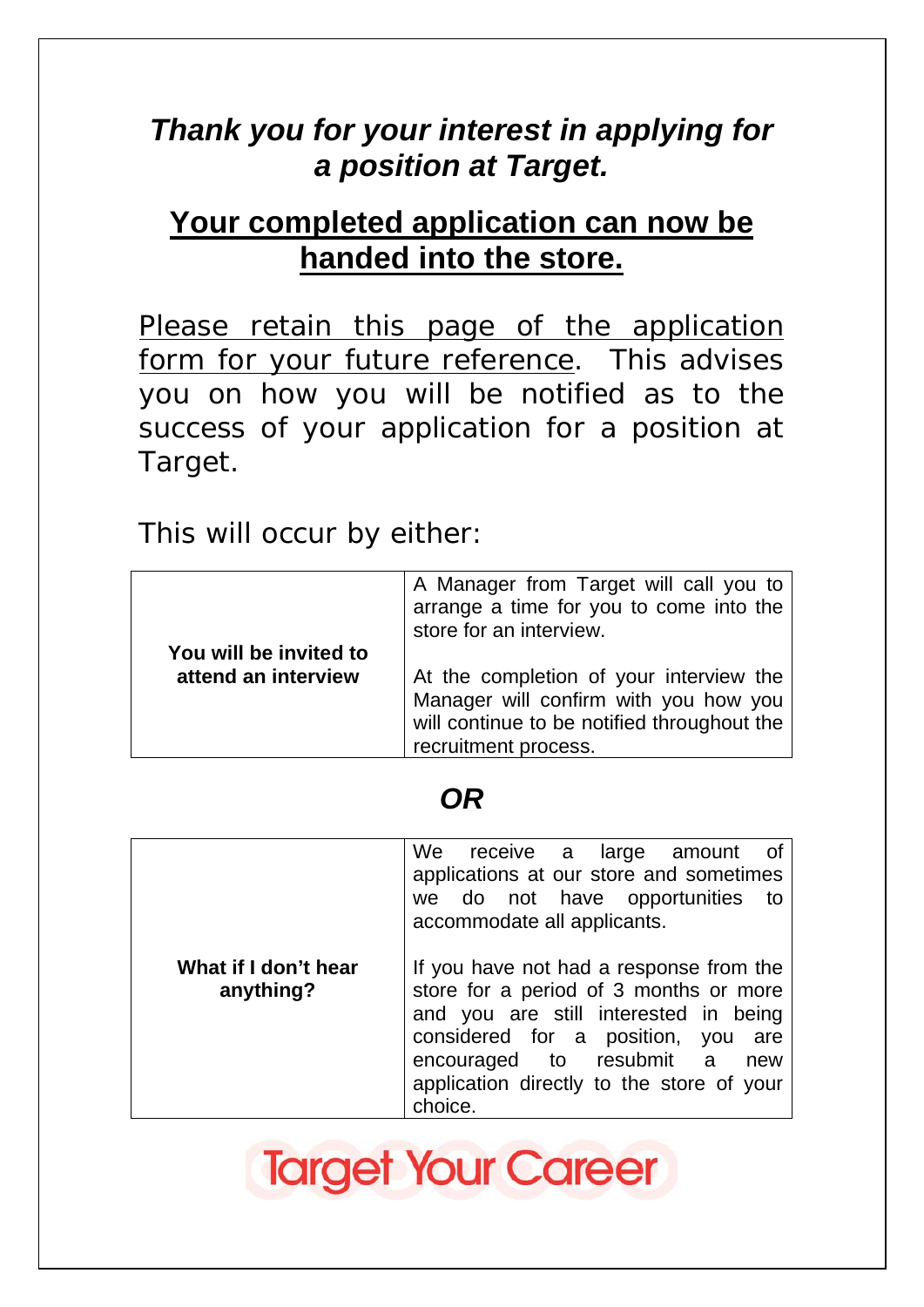***Thank you for your interest in applying for a position at Target.***

## **Your completed application can now be handed into the store.**

Please retain this page of the application form for your future reference. This advises you on how you will be notified as to the success of your application for a position at Target.

This will occur by either:

| | |
|---|---|
| **You will be invited to attend an interview** | A Manager from Target will call you to arrange a time for you to come into the store for an interview.<br><br>At the completion of your interview the Manager will confirm with you how you will continue to be notified throughout the recruitment process. |

***OR***

| | |
|---|---|
| **What if I don't hear anything?** | We receive a large amount of applications at our store and sometimes we do not have opportunities to accommodate all applicants.<br><br>If you have not had a response from the store for a period of 3 months or more and you are still interested in being considered for a position, you are encouraged to resubmit a new application directly to the store of your choice. |

Target Your Career